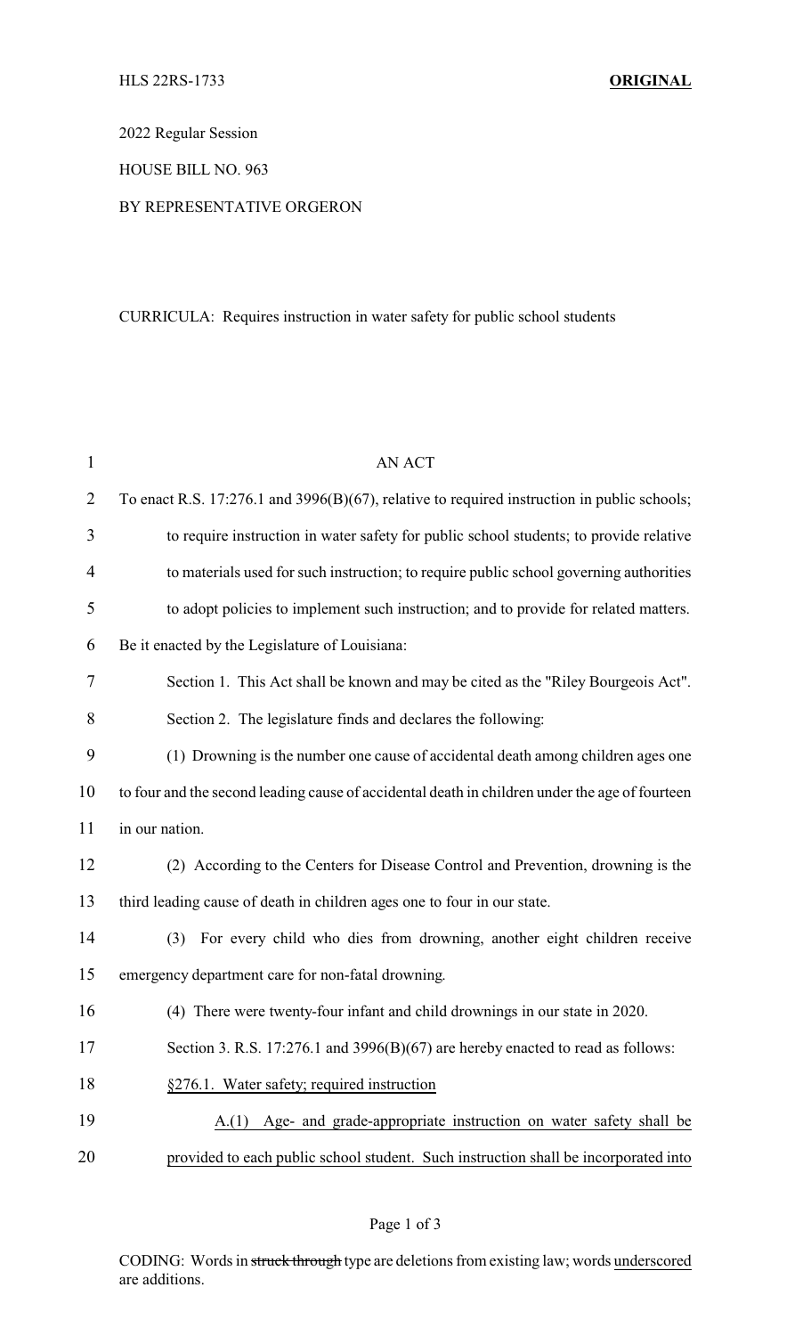HLS 22RS-1733 **ORIGINAL**

2022 Regular Session

HOUSE BILL NO. 963

BY REPRESENTATIVE ORGERON

CURRICULA: Requires instruction in water safety for public school students

AN ACT

To enact R.S. 17:276.1 and 3996(B)(67), relative to required instruction in public schools; to require instruction in water safety for public school students; to provide relative to materials used for such instruction; to require public school governing authorities to adopt policies to implement such instruction; and to provide for related matters.

Be it enacted by the Legislature of Louisiana:

Section 1. This Act shall be known and may be cited as the "Riley Bourgeois Act".

Section 2. The legislature finds and declares the following:

(1) Drowning is the number one cause of accidental death among children ages one to four and the second leading cause of accidental death in children under the age of fourteen in our nation.

(2) According to the Centers for Disease Control and Prevention, drowning is the third leading cause of death in children ages one to four in our state.

(3) For every child who dies from drowning, another eight children receive emergency department care for non-fatal drowning.

(4) There were twenty-four infant and child drownings in our state in 2020.

Section 3. R.S. 17:276.1 and 3996(B)(67) are hereby enacted to read as follows:

<u>§276.1. Water safety; required instruction</u>

<u>A.(1) Age- and grade-appropriate instruction on water safety shall be provided to each public school student. Such instruction shall be incorporated into</u>

CODING: Words in ~~struck through~~ type are deletions from existing law; words <u>underscored</u> are additions.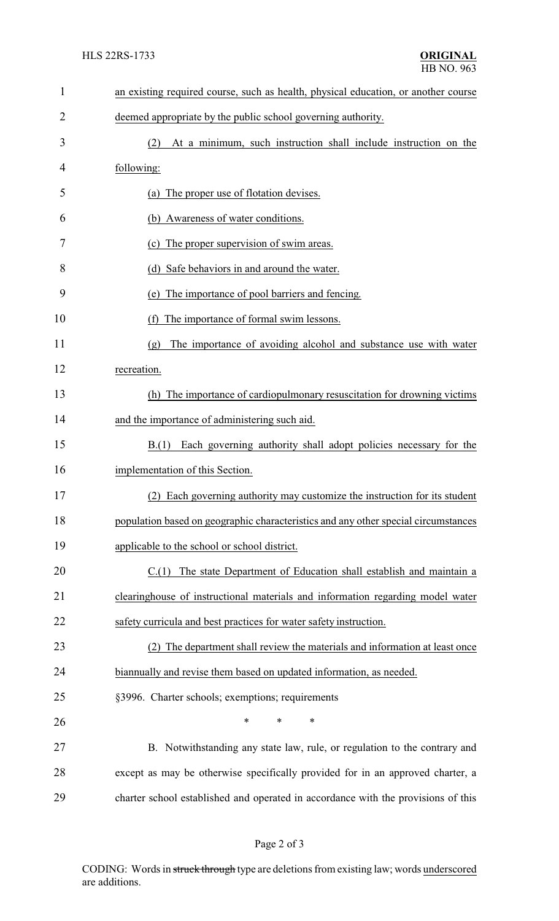an existing required course, such as health, physical education, or another course deemed appropriate by the public school governing authority.

(2) At a minimum, such instruction shall include instruction on the following:

(a) The proper use of flotation devises.

(b) Awareness of water conditions.

(c) The proper supervision of swim areas.

(d) Safe behaviors in and around the water.

(e) The importance of pool barriers and fencing.

(f) The importance of formal swim lessons.

(g) The importance of avoiding alcohol and substance use with water recreation.

(h) The importance of cardiopulmonary resuscitation for drowning victims and the importance of administering such aid.

B.(1) Each governing authority shall adopt policies necessary for the implementation of this Section.

(2) Each governing authority may customize the instruction for its student population based on geographic characteristics and any other special circumstances applicable to the school or school district.

C.(1) The state Department of Education shall establish and maintain a clearinghouse of instructional materials and information regarding model water safety curricula and best practices for water safety instruction.

(2) The department shall review the materials and information at least once biannually and revise them based on updated information, as needed.

§3996. Charter schools; exemptions; requirements

\* \* \*

B. Notwithstanding any state law, rule, or regulation to the contrary and except as may be otherwise specifically provided for in an approved charter, a charter school established and operated in accordance with the provisions of this

CODING: Words in struck through type are deletions from existing law; words underscored are additions.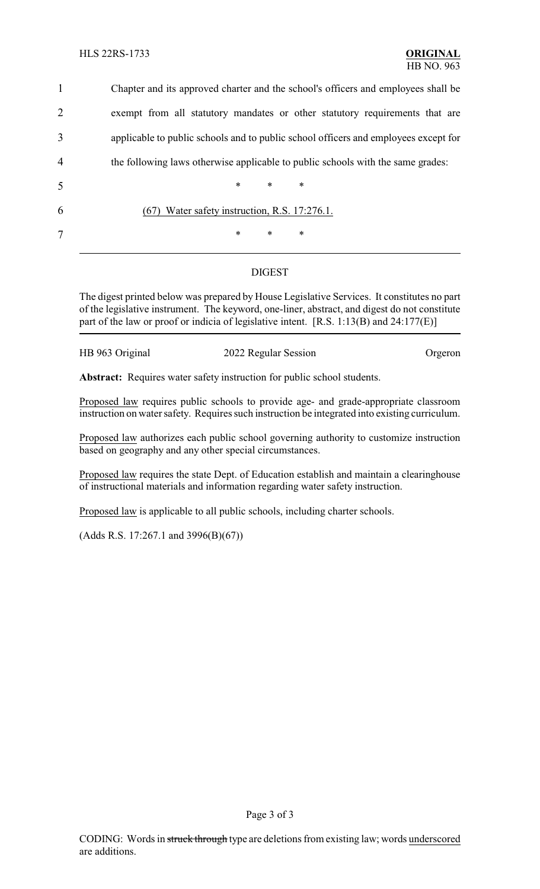1 Chapter and its approved charter and the school's officers and employees shall be
2 exempt from all statutory mandates or other statutory requirements that are
3 applicable to public schools and to public school officers and employees except for
4 the following laws otherwise applicable to public schools with the same grades:

5 * * *

6 (67) Water safety instruction, R.S. 17:276.1.

7 * * *

DIGEST

The digest printed below was prepared by House Legislative Services. It constitutes no part of the legislative instrument. The keyword, one-liner, abstract, and digest do not constitute part of the law or proof or indicia of legislative intent. [R.S. 1:13(B) and 24:177(E)]

HB 963 Original 2022 Regular Session Orgeron

**Abstract:** Requires water safety instruction for public school students.

Proposed law requires public schools to provide age- and grade-appropriate classroom instruction on water safety. Requires such instruction be integrated into existing curriculum.

Proposed law authorizes each public school governing authority to customize instruction based on geography and any other special circumstances.

Proposed law requires the state Dept. of Education establish and maintain a clearinghouse of instructional materials and information regarding water safety instruction.

Proposed law is applicable to all public schools, including charter schools.

(Adds R.S. 17:267.1 and 3996(B)(67))

CODING: Words in struck through type are deletions from existing law; words underscored are additions.